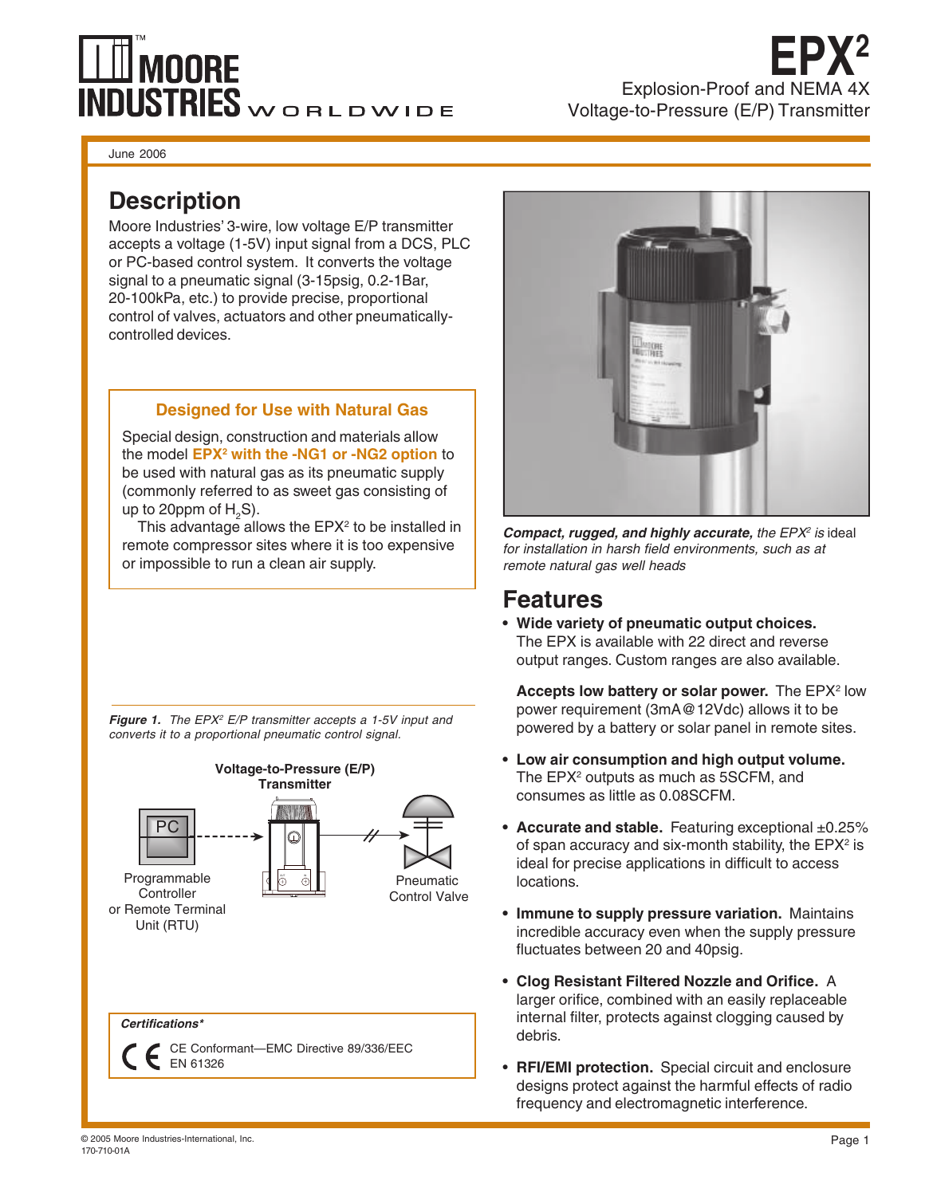MOORE INDUSTRIES WORLDWIDE

# EPX²

Explosion-Proof and NEMA 4X Voltage-to-Pressure (E/P) Transmitter

June 2006

## Description

Moore Industries' 3-wire, low voltage E/P transmitter accepts a voltage (1-5V) input signal from a DCS, PLC or PC-based control system. It converts the voltage signal to a pneumatic signal (3-15psig, 0.2-1Bar, 20-100kPa, etc.) to provide precise, proportional control of valves, actuators and other pneumatically-controlled devices.

### Designed for Use with Natural Gas

Special design, construction and materials allow the model **EPX² with the -NG1 or -NG2 option** to be used with natural gas as its pneumatic supply (commonly referred to as sweet gas consisting of up to 20ppm of $H_2S$).

This advantage allows the EPX² to be installed in remote compressor sites where it is too expensive or impossible to run a clean air supply.

***Figure 1.*** *The EPX² E/P transmitter accepts a 1-5V input and converts it to a proportional pneumatic control signal.*

Voltage-to-Pressure (E/P) Transmitter

PC — Programmable Controller or Remote Terminal Unit (RTU)

Pneumatic Control Valve

***Certifications****

CE Conformant—EMC Directive 89/336/EEC EN 61326

***Compact, rugged, and highly accurate,*** *the EPX² is ideal for installation in harsh field environments, such as at remote natural gas well heads*

## Features

- **Wide variety of pneumatic output choices.** The EPX is available with 22 direct and reverse output ranges. Custom ranges are also available.

  **Accepts low battery or solar power.** The EPX² low power requirement (3mA@12Vdc) allows it to be powered by a battery or solar panel in remote sites.

- **Low air consumption and high output volume.** The EPX² outputs as much as 5SCFM, and consumes as little as 0.08SCFM.

- **Accurate and stable.** Featuring exceptional ±0.25% of span accuracy and six-month stability, the EPX² is ideal for precise applications in difficult to access locations.

- **Immune to supply pressure variation.** Maintains incredible accuracy even when the supply pressure fluctuates between 20 and 40psig.

- **Clog Resistant Filtered Nozzle and Orifice.** A larger orifice, combined with an easily replaceable internal filter, protects against clogging caused by debris.

- **RFI/EMI protection.** Special circuit and enclosure designs protect against the harmful effects of radio frequency and electromagnetic interference.

© 2005 Moore Industries-International, Inc.
170-710-01A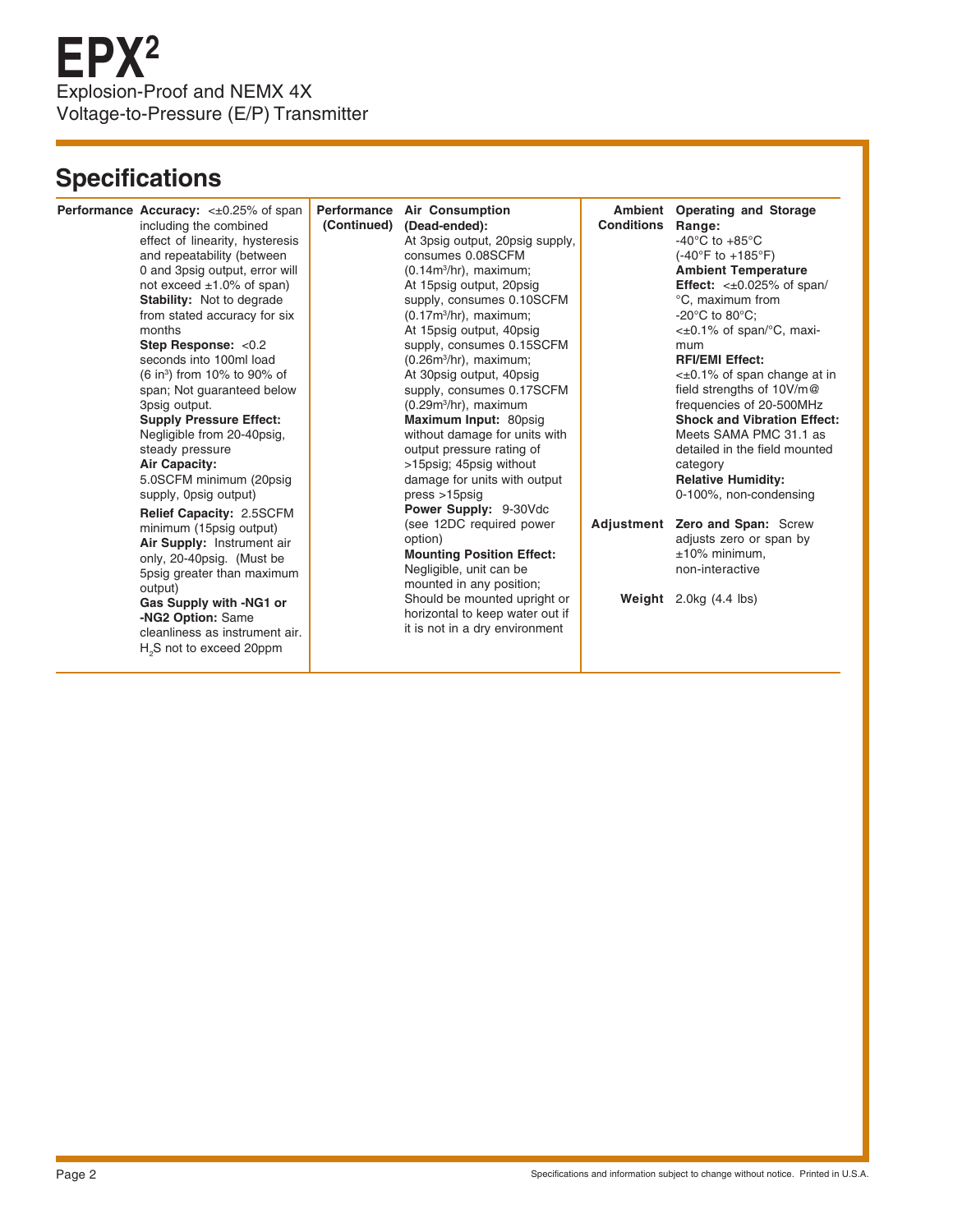# EPX²

Explosion-Proof and NEMX 4X
Voltage-to-Pressure (E/P) Transmitter

## Specifications

### Performance

**Accuracy:** <±0.25% of span including the combined effect of linearity, hysteresis and repeatability (between 0 and 3psig output, error will not exceed ±1.0% of span)

**Stability:** Not to degrade from stated accuracy for six months

**Step Response:** <0.2 seconds into 100ml load (6 in³) from 10% to 90% of span; Not guaranteed below 3psig output.

**Supply Pressure Effect:** Negligible from 20-40psig, steady pressure

**Air Capacity:** 5.0SCFM minimum (20psig supply, 0psig output)

**Relief Capacity:** 2.5SCFM minimum (15psig output)

**Air Supply:** Instrument air only, 20-40psig. (Must be 5psig greater than maximum output)

**Gas Supply with -NG1 or -NG2 Option:** Same cleanliness as instrument air. $H_2S$ not to exceed 20ppm

### Performance (Continued)

**Air Consumption (Dead-ended):** At 3psig output, 20psig supply, consumes 0.08SCFM (0.14m³/hr), maximum; At 15psig output, 20psig supply, consumes 0.10SCFM (0.17m³/hr), maximum; At 15psig output, 40psig supply, consumes 0.15SCFM (0.26m³/hr), maximum; At 30psig output, 40psig supply, consumes 0.17SCFM (0.29m³/hr), maximum

**Maximum Input:** 80psig without damage for units with output pressure rating of >15psig; 45psig without damage for units with output press >15psig

**Power Supply:** 9-30Vdc (see 12DC required power option)

**Mounting Position Effect:** Negligible, unit can be mounted in any position; Should be mounted upright or horizontal to keep water out if it is not in a dry environment

### Ambient Conditions

**Operating and Storage Range:** -40°C to +85°C (-40°F to +185°F)

**Ambient Temperature Effect:** <±0.025% of span/°C, maximum from -20°C to 80°C; <±0.1% of span/°C, maximum

**RFI/EMI Effect:** <±0.1% of span change at in field strengths of 10V/m@ frequencies of 20-500MHz

**Shock and Vibration Effect:** Meets SAMA PMC 31.1 as detailed in the field mounted category

**Relative Humidity:** 0-100%, non-condensing

### Adjustment

**Zero and Span:** Screw adjusts zero or span by ±10% minimum, non-interactive

### Weight

2.0kg (4.4 lbs)

Specifications and information subject to change without notice. Printed in U.S.A.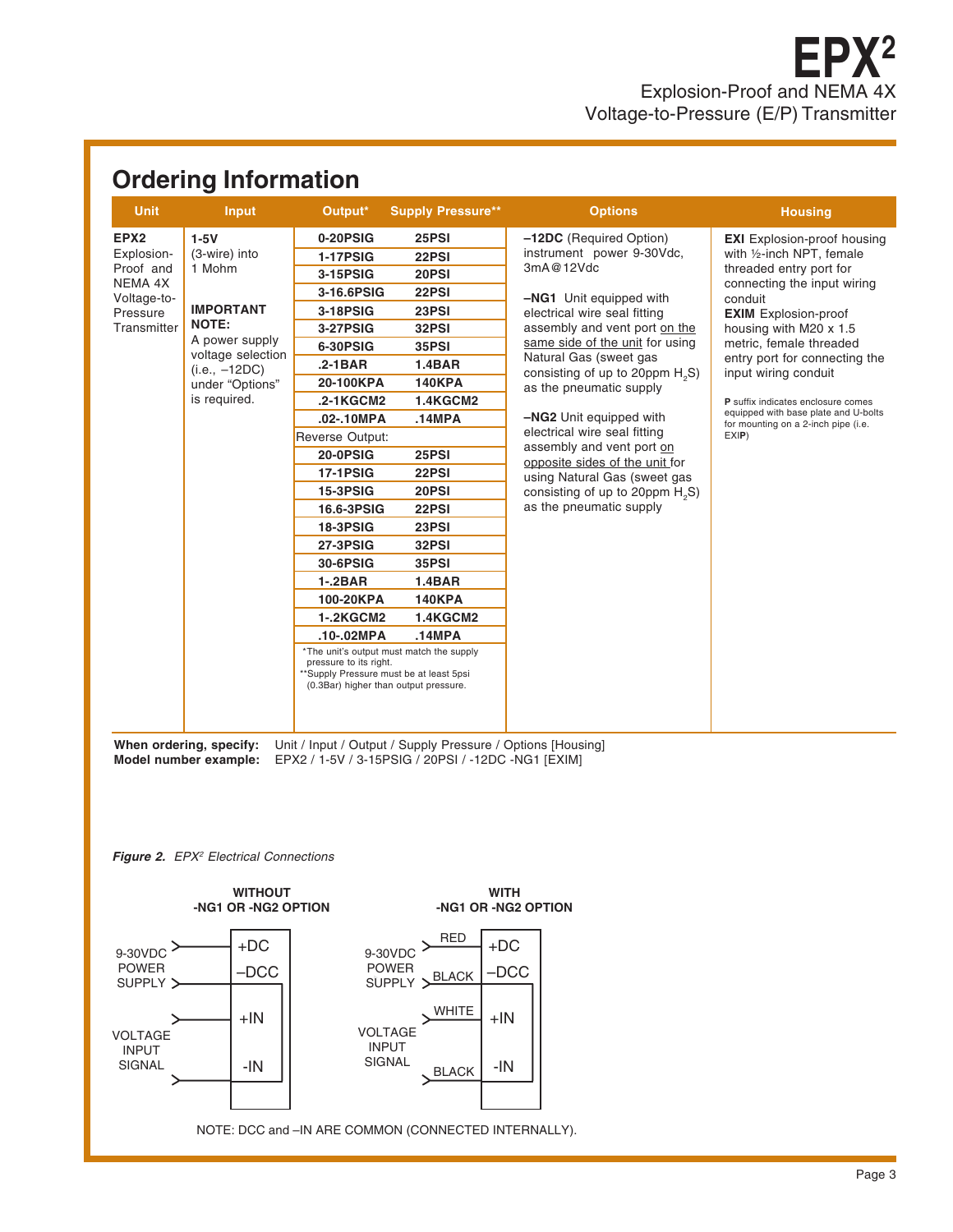## Ordering Information

| Unit | Input | Output* | Supply Pressure** | Options | Housing |
|---|---|---|---|---|---|
| **EPX2** Explosion-Proof and NEMA 4X Voltage-to-Pressure Transmitter | **1-5V** (3-wire) into 1 Mohm<br><br>**IMPORTANT NOTE:** A power supply voltage selection (i.e., –12DC) under "Options" is required. | **0-20PSIG** | **25PSI** | **–12DC** (Required Option) instrument power 9-30Vdc, 3mA@12Vdc<br><br>**–NG1** Unit equipped with electrical wire seal fitting assembly and vent port on the same side of the unit for using Natural Gas (sweet gas consisting of up to 20ppm $H_2S$) as the pneumatic supply<br><br>**–NG2** Unit equipped with electrical wire seal fitting assembly and vent port on opposite sides of the unit for using Natural Gas (sweet gas consisting of up to 20ppm $H_2S$) as the pneumatic supply | **EXI** Explosion-proof housing with ½-inch NPT, female threaded entry port for connecting the input wiring conduit<br>**EXIM** Explosion-proof housing with M20 x 1.5 metric, female threaded entry port for connecting the input wiring conduit<br><br>**P** suffix indicates enclosure comes equipped with base plate and U-bolts for mounting on a 2-inch pipe (i.e. EXI**P**) |
| | | **1-17PSIG** | **22PSI** | | |
| | | **3-15PSIG** | **20PSI** | | |
| | | **3-16.6PSIG** | **22PSI** | | |
| | | **3-18PSIG** | **23PSI** | | |
| | | **3-27PSIG** | **32PSI** | | |
| | | **6-30PSIG** | **35PSI** | | |
| | | **.2-1BAR** | **1.4BAR** | | |
| | | **20-100KPA** | **140KPA** | | |
| | | **.2-1KGCM2** | **1.4KGCM2** | | |
| | | **.02-.10MPA** | **.14MPA** | | |
| | | Reverse Output: | | | |
| | | **20-0PSIG** | **25PSI** | | |
| | | **17-1PSIG** | **22PSI** | | |
| | | **15-3PSIG** | **20PSI** | | |
| | | **16.6-3PSIG** | **22PSI** | | |
| | | **18-3PSIG** | **23PSI** | | |
| | | **27-3PSIG** | **32PSI** | | |
| | | **30-6PSIG** | **35PSI** | | |
| | | **1-.2BAR** | **1.4BAR** | | |
| | | **100-20KPA** | **140KPA** | | |
| | | **1-.2KGCM2** | **1.4KGCM2** | | |
| | | **.10-.02MPA** | **.14MPA** | | |

*The unit's output must match the supply pressure to its right.
**Supply Pressure must be at least 5psi (0.3Bar) higher than output pressure.

**When ordering, specify:** Unit / Input / Output / Supply Pressure / Options [Housing]
**Model number example:** EPX2 / 1-5V / 3-15PSIG / 20PSI / -12DC -NG1 [EXIM]

***Figure 2.*** *EPX² Electrical Connections*

**WITHOUT -NG1 OR -NG2 OPTION**

9-30VDC POWER SUPPLY → +DC, –DCC
VOLTAGE INPUT SIGNAL → +IN, -IN

**WITH -NG1 OR -NG2 OPTION**

9-30VDC POWER SUPPLY → RED: +DC, BLACK: –DCC
VOLTAGE INPUT SIGNAL → WHITE: +IN, BLACK: -IN

NOTE: DCC and –IN ARE COMMON (CONNECTED INTERNALLY).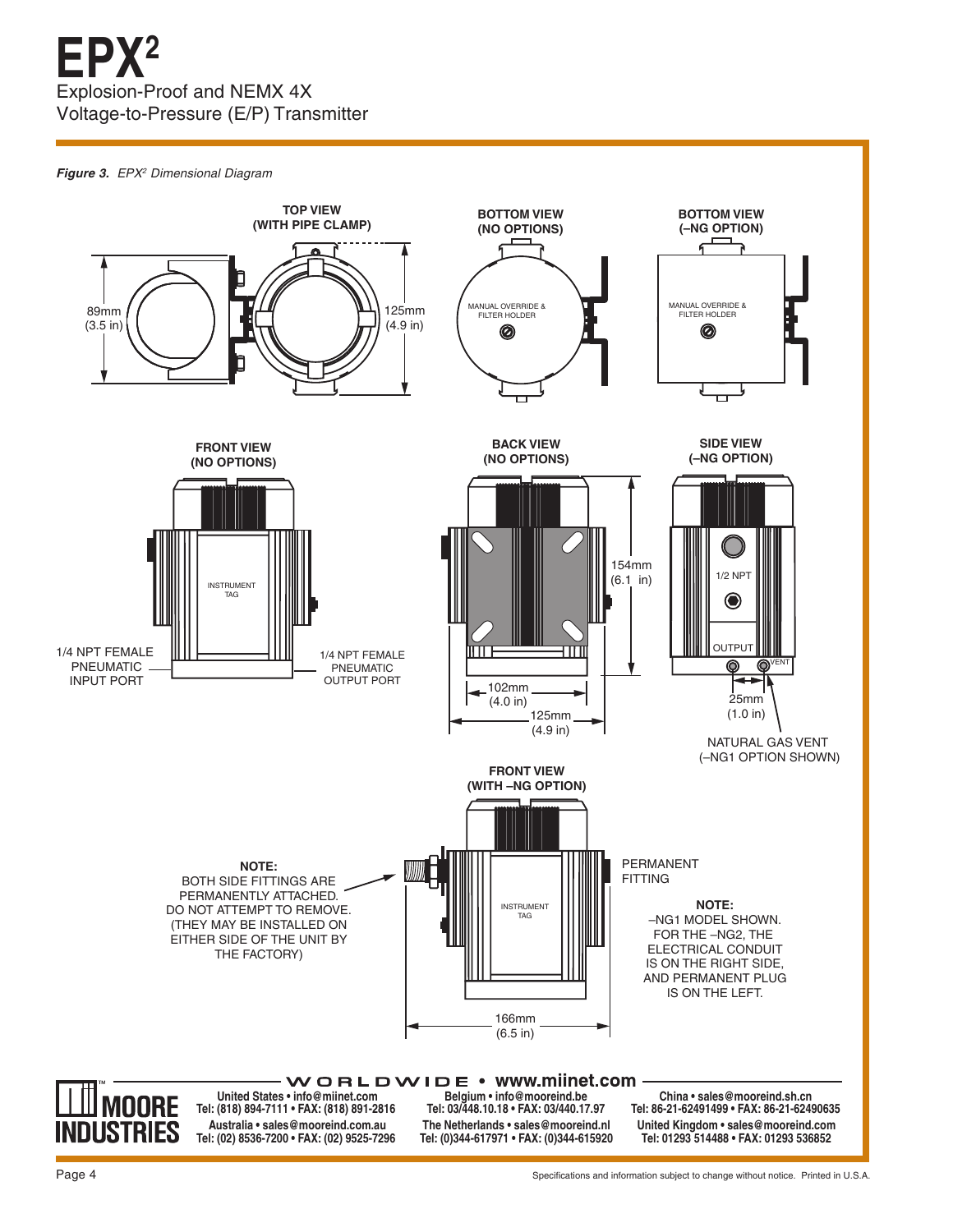# EPX²

Explosion-Proof and NEMX 4X
Voltage-to-Pressure (E/P) Transmitter

***Figure 3.** EPX² Dimensional Diagram*

TOP VIEW
(WITH PIPE CLAMP)

89mm
(3.5 in)

125mm
(4.9 in)

BOTTOM VIEW
(NO OPTIONS)

MANUAL OVERRIDE &
FILTER HOLDER

BOTTOM VIEW
(–NG OPTION)

MANUAL OVERRIDE &
FILTER HOLDER

FRONT VIEW
(NO OPTIONS)

INSTRUMENT
TAG

1/4 NPT FEMALE
PNEUMATIC
INPUT PORT

1/4 NPT FEMALE
PNEUMATIC
OUTPUT PORT

BACK VIEW
(NO OPTIONS)

154mm
(6.1 in)

102mm
(4.0 in)

125mm
(4.9 in)

SIDE VIEW
(–NG OPTION)

1/2 NPT

OUTPUT

VENT

25mm
(1.0 in)

NATURAL GAS VENT
(–NG1 OPTION SHOWN)

FRONT VIEW
(WITH –NG OPTION)

INSTRUMENT
TAG

PERMANENT
FITTING

166mm
(6.5 in)

**NOTE:**
BOTH SIDE FITTINGS ARE PERMANENTLY ATTACHED. DO NOT ATTEMPT TO REMOVE. (THEY MAY BE INSTALLED ON EITHER SIDE OF THE UNIT BY THE FACTORY)

**NOTE:**
–NG1 MODEL SHOWN. FOR THE –NG2, THE ELECTRICAL CONDUIT IS ON THE RIGHT SIDE, AND PERMANENT PLUG IS ON THE LEFT.

MOORE INDUSTRIES

WORLDWIDE • www.miinet.com

**United States • info@miinet.com**
**Tel: (818) 894-7111 • FAX: (818) 891-2816**

**Australia • sales@mooreind.com.au**
**Tel: (02) 8536-7200 • FAX: (02) 9525-7296**

**Belgium • info@mooreind.be**
**Tel: 03/448.10.18 • FAX: 03/440.17.97**

**The Netherlands • sales@mooreind.nl**
**Tel: (0)344-617971 • FAX: (0)344-615920**

**China • sales@mooreind.sh.cn**
**Tel: 86-21-62491499 • FAX: 86-21-62490635**

**United Kingdom • sales@mooreind.com**
**Tel: 01293 514488 • FAX: 01293 536852**

Specifications and information subject to change without notice. Printed in U.S.A.